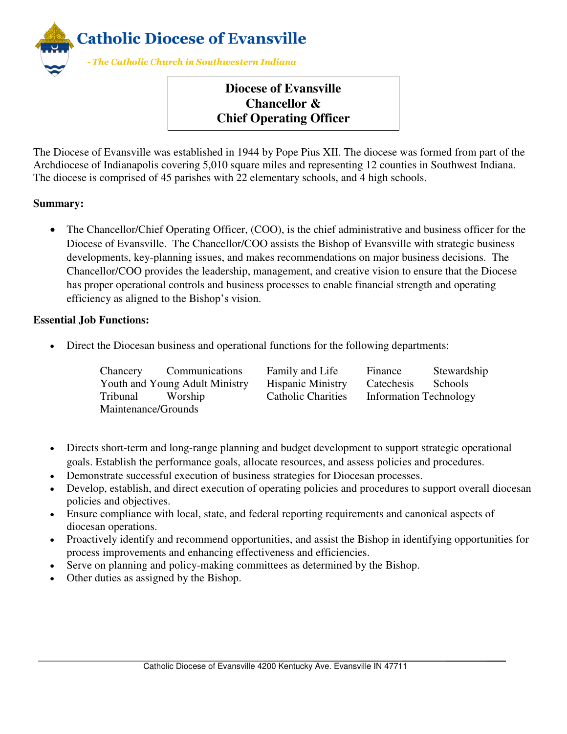# Catholic Diocese of Evansville

*- The Catholic Church in Southwestern Indiana*

## Diocese of Evansville Chancellor & Chief Operating Officer

The Diocese of Evansville was established in 1944 by Pope Pius XII. The diocese was formed from part of the Archdiocese of Indianapolis covering 5,010 square miles and representing 12 counties in Southwest Indiana. The diocese is comprised of 45 parishes with 22 elementary schools, and 4 high schools.

**Summary:**

- The Chancellor/Chief Operating Officer, (COO), is the chief administrative and business officer for the Diocese of Evansville. The Chancellor/COO assists the Bishop of Evansville with strategic business developments, key-planning issues, and makes recommendations on major business decisions. The Chancellor/COO provides the leadership, management, and creative vision to ensure that the Diocese has proper operational controls and business processes to enable financial strength and operating efficiency as aligned to the Bishop's vision.

**Essential Job Functions:**

- Direct the Diocesan business and operational functions for the following departments:

  Chancery, Communications, Family and Life, Finance, Stewardship, Youth and Young Adult Ministry, Hispanic Ministry, Catechesis, Schools, Tribunal, Worship, Catholic Charities, Information Technology, Maintenance/Grounds

- Directs short-term and long-range planning and budget development to support strategic operational goals. Establish the performance goals, allocate resources, and assess policies and procedures.
- Demonstrate successful execution of business strategies for Diocesan processes.
- Develop, establish, and direct execution of operating policies and procedures to support overall diocesan policies and objectives.
- Ensure compliance with local, state, and federal reporting requirements and canonical aspects of diocesan operations.
- Proactively identify and recommend opportunities, and assist the Bishop in identifying opportunities for process improvements and enhancing effectiveness and efficiencies.
- Serve on planning and policy-making committees as determined by the Bishop.
- Other duties as assigned by the Bishop.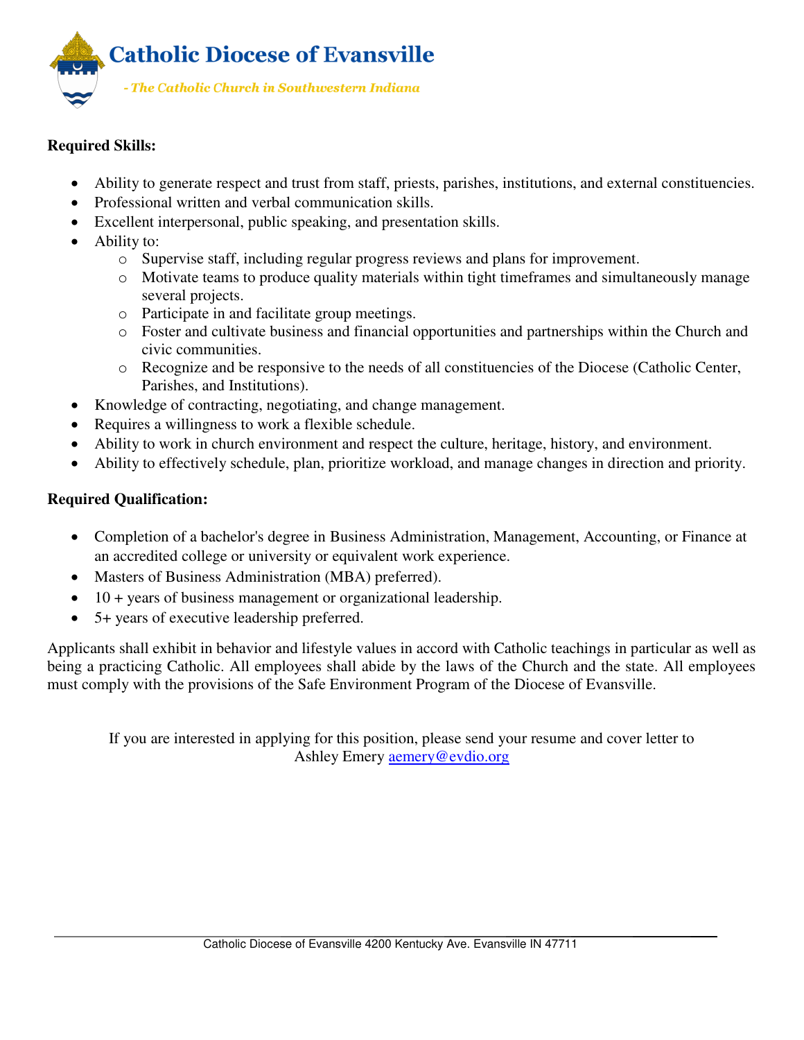**Required Skills:**

- Ability to generate respect and trust from staff, priests, parishes, institutions, and external constituencies.
- Professional written and verbal communication skills.
- Excellent interpersonal, public speaking, and presentation skills.
- Ability to:
  - Supervise staff, including regular progress reviews and plans for improvement.
  - Motivate teams to produce quality materials within tight timeframes and simultaneously manage several projects.
  - Participate in and facilitate group meetings.
  - Foster and cultivate business and financial opportunities and partnerships within the Church and civic communities.
  - Recognize and be responsive to the needs of all constituencies of the Diocese (Catholic Center, Parishes, and Institutions).
- Knowledge of contracting, negotiating, and change management.
- Requires a willingness to work a flexible schedule.
- Ability to work in church environment and respect the culture, heritage, history, and environment.
- Ability to effectively schedule, plan, prioritize workload, and manage changes in direction and priority.

**Required Qualification:**

- Completion of a bachelor's degree in Business Administration, Management, Accounting, or Finance at an accredited college or university or equivalent work experience.
- Masters of Business Administration (MBA) preferred).
- 10 + years of business management or organizational leadership.
- 5+ years of executive leadership preferred.

Applicants shall exhibit in behavior and lifestyle values in accord with Catholic teachings in particular as well as being a practicing Catholic. All employees shall abide by the laws of the Church and the state. All employees must comply with the provisions of the Safe Environment Program of the Diocese of Evansville.

If you are interested in applying for this position, please send your resume and cover letter to Ashley Emery aemery@evdio.org